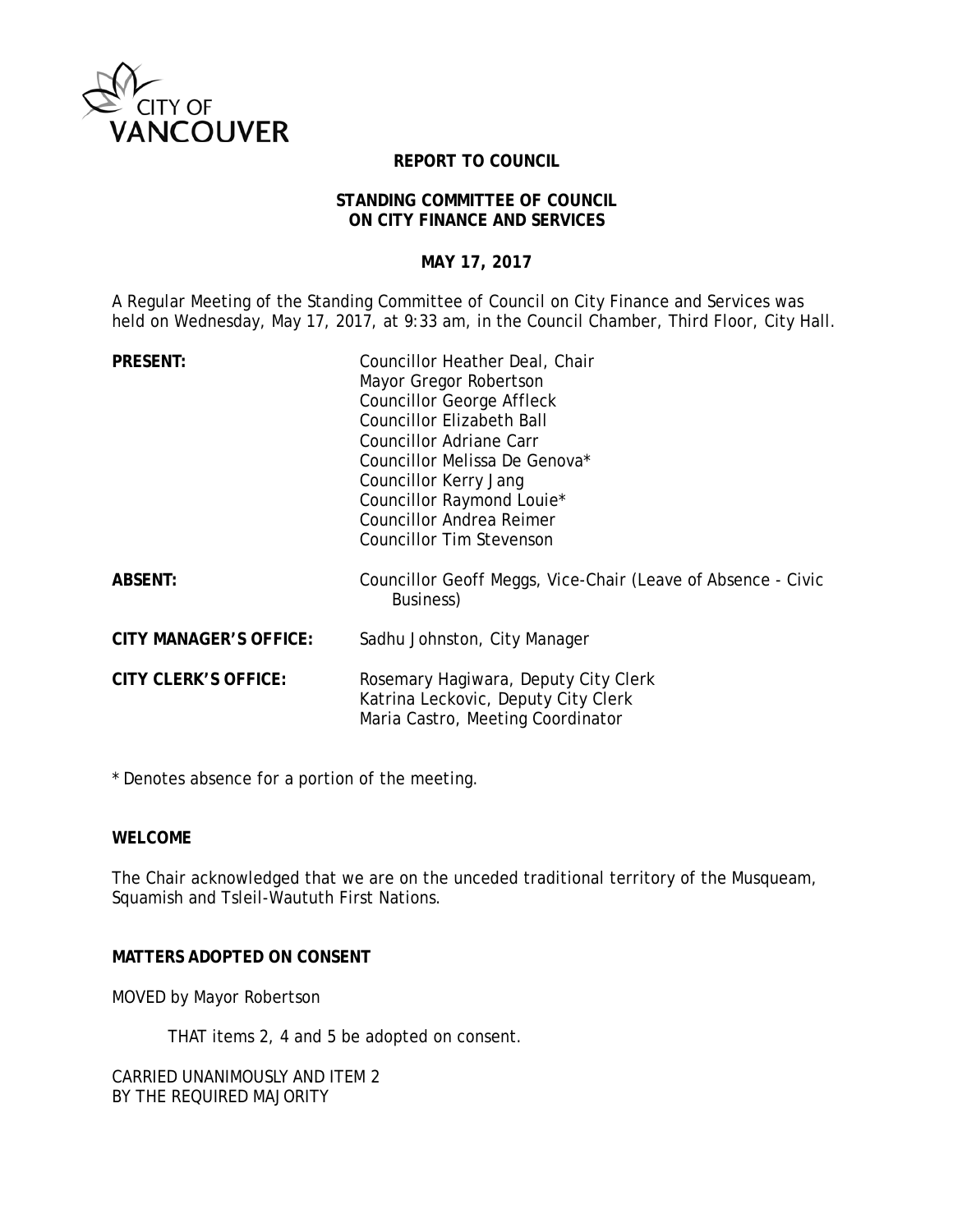CITY OF VANCOUVER

**REPORT TO COUNCIL**

**STANDING COMMITTEE OF COUNCIL ON CITY FINANCE AND SERVICES**

**MAY 17, 2017**

A Regular Meeting of the Standing Committee of Council on City Finance and Services was held on Wednesday, May 17, 2017, at 9:33 am, in the Council Chamber, Third Floor, City Hall.

**PRESENT:**
Councillor Heather Deal, Chair
Mayor Gregor Robertson
Councillor George Affleck
Councillor Elizabeth Ball
Councillor Adriane Carr
Councillor Melissa De Genova*
Councillor Kerry Jang
Councillor Raymond Louie*
Councillor Andrea Reimer
Councillor Tim Stevenson

**ABSENT:**
Councillor Geoff Meggs, Vice-Chair (Leave of Absence - Civic Business)

**CITY MANAGER'S OFFICE:**
Sadhu Johnston, City Manager

**CITY CLERK'S OFFICE:**
Rosemary Hagiwara, Deputy City Clerk
Katrina Leckovic, Deputy City Clerk
Maria Castro, Meeting Coordinator

\* Denotes absence for a portion of the meeting.

**WELCOME**

The Chair acknowledged that we are on the unceded traditional territory of the Musqueam, Squamish and Tsleil-Waututh First Nations.

**MATTERS ADOPTED ON CONSENT**

MOVED by Mayor Robertson

THAT items 2, 4 and 5 be adopted on consent.

CARRIED UNANIMOUSLY AND ITEM 2
BY THE REQUIRED MAJORITY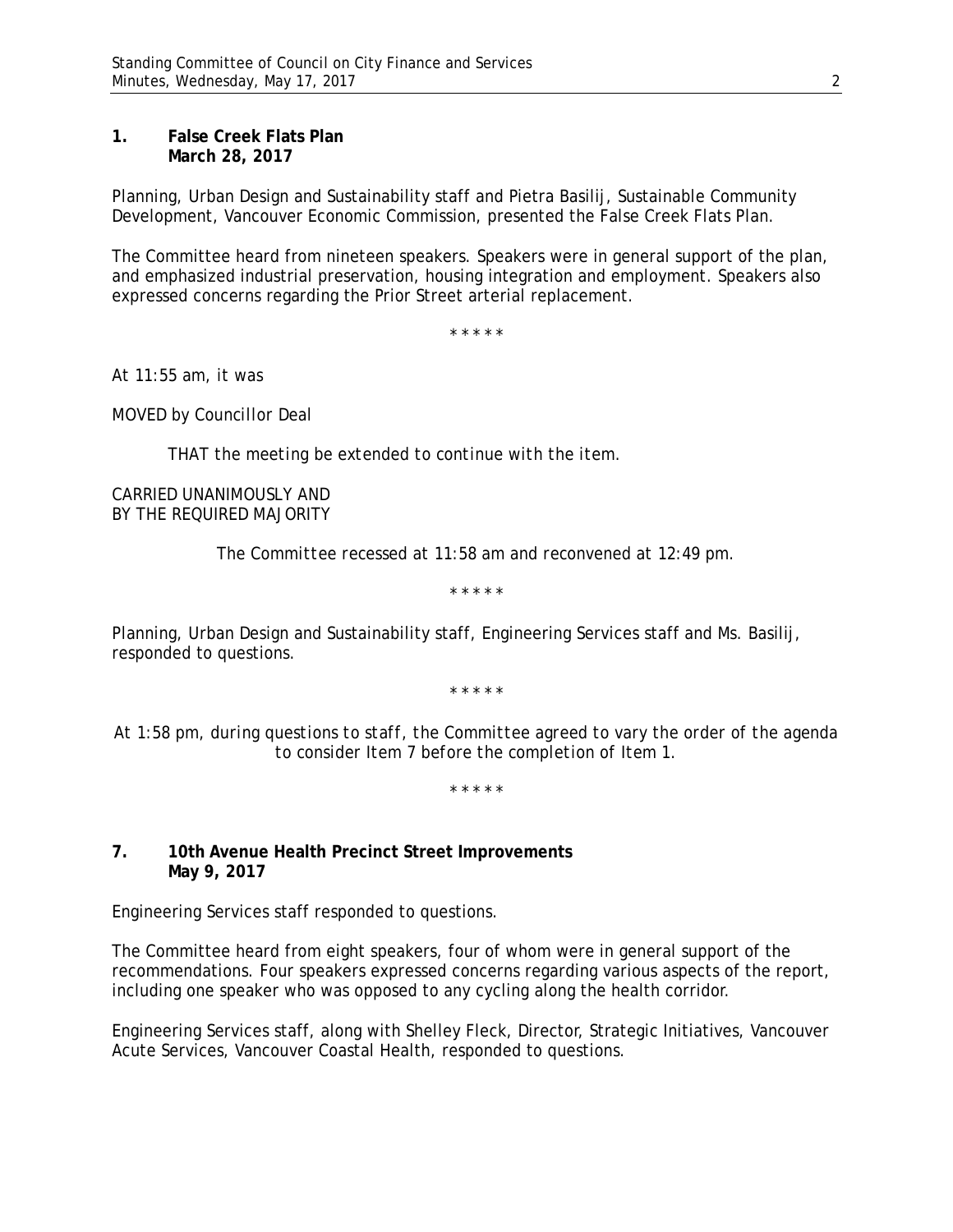**1. False Creek Flats Plan**
**March 28, 2017**

Planning, Urban Design and Sustainability staff and Pietra Basilij, Sustainable Community Development, Vancouver Economic Commission, presented the False Creek Flats Plan.

The Committee heard from nineteen speakers. Speakers were in general support of the plan, and emphasized industrial preservation, housing integration and employment. Speakers also expressed concerns regarding the Prior Street arterial replacement.

\* \* \* \* \*

At 11:55 am, it was

MOVED by Councillor Deal

*THAT the meeting be extended to continue with the item.*

CARRIED UNANIMOUSLY AND
BY THE REQUIRED MAJORITY

*The Committee recessed at 11:58 am and reconvened at 12:49 pm.*

\* \* \* \* \*

Planning, Urban Design and Sustainability staff, Engineering Services staff and Ms. Basilij, responded to questions.

\* \* \* \* \*

*At 1:58 pm, during questions to staff, the Committee agreed to vary the order of the agenda to consider Item 7 before the completion of Item 1.*

\* \* \* \* \*

**7. 10th Avenue Health Precinct Street Improvements**
**May 9, 2017**

Engineering Services staff responded to questions.

The Committee heard from eight speakers, four of whom were in general support of the recommendations. Four speakers expressed concerns regarding various aspects of the report, including one speaker who was opposed to any cycling along the health corridor.

Engineering Services staff, along with Shelley Fleck, Director, Strategic Initiatives, Vancouver Acute Services, Vancouver Coastal Health, responded to questions.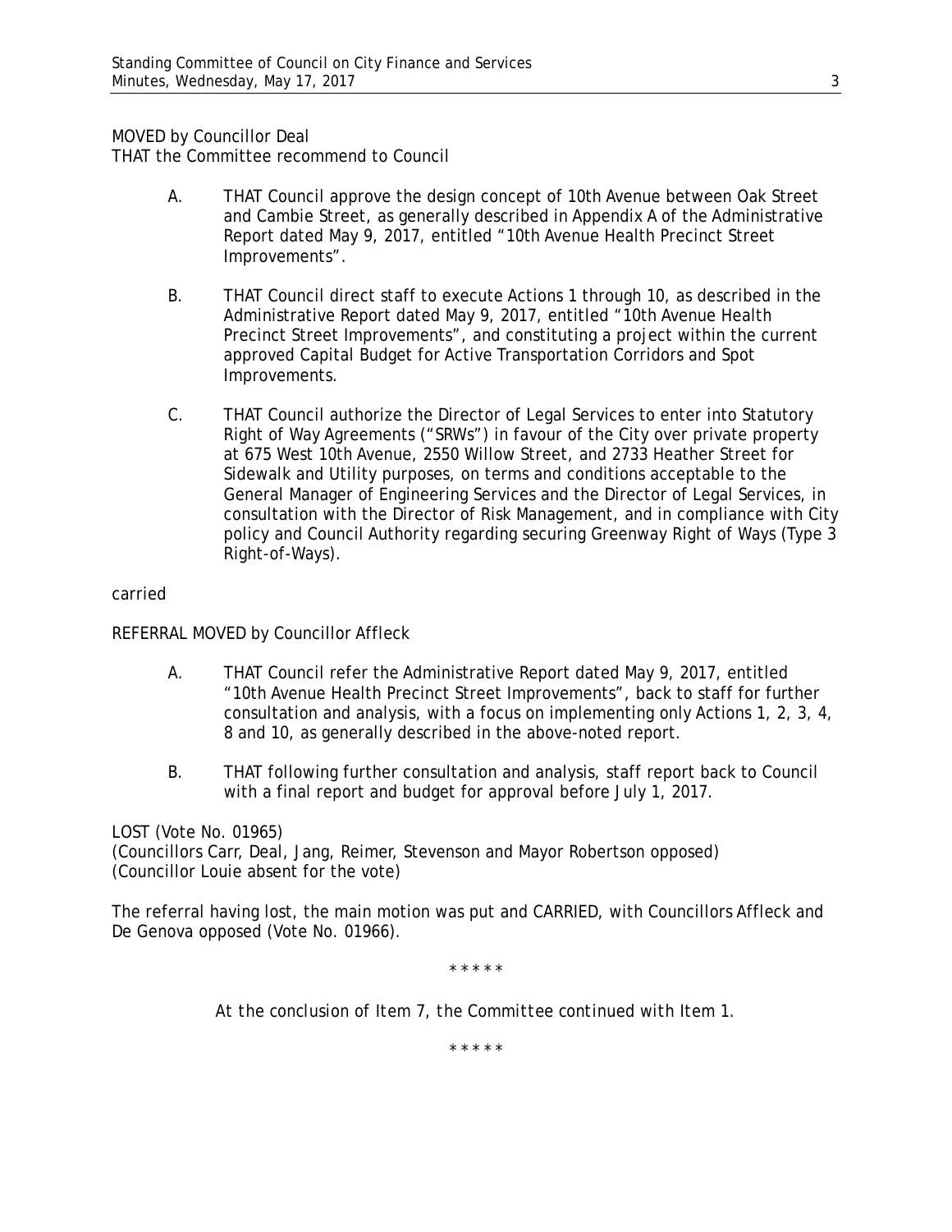MOVED by Councillor Deal
THAT the Committee recommend to Council

A. THAT Council approve the design concept of 10th Avenue between Oak Street and Cambie Street, as generally described in Appendix A of the Administrative Report dated May 9, 2017, entitled "10th Avenue Health Precinct Street Improvements".

B. THAT Council direct staff to execute Actions 1 through 10, as described in the Administrative Report dated May 9, 2017, entitled "10th Avenue Health Precinct Street Improvements", and constituting a project within the current approved Capital Budget for Active Transportation Corridors and Spot Improvements.

C. THAT Council authorize the Director of Legal Services to enter into Statutory Right of Way Agreements ("SRWs") in favour of the City over private property at 675 West 10th Avenue, 2550 Willow Street, and 2733 Heather Street for Sidewalk and Utility purposes, on terms and conditions acceptable to the General Manager of Engineering Services and the Director of Legal Services, in consultation with the Director of Risk Management, and in compliance with City policy and Council Authority regarding securing Greenway Right of Ways (Type 3 Right-of-Ways).

carried

REFERRAL MOVED by Councillor Affleck

A. THAT Council refer the Administrative Report dated May 9, 2017, entitled "10th Avenue Health Precinct Street Improvements", back to staff for further consultation and analysis, with a focus on implementing only Actions 1, 2, 3, 4, 8 and 10, as generally described in the above-noted report.

B. THAT following further consultation and analysis, staff report back to Council with a final report and budget for approval before July 1, 2017.

LOST (Vote No. 01965)
(Councillors Carr, Deal, Jang, Reimer, Stevenson and Mayor Robertson opposed)
(Councillor Louie absent for the vote)

The referral having lost, the main motion was put and CARRIED, with Councillors Affleck and De Genova opposed (Vote No. 01966).

\* \* \* \* \*

*At the conclusion of Item 7, the Committee continued with Item 1.*

\* \* \* \* \*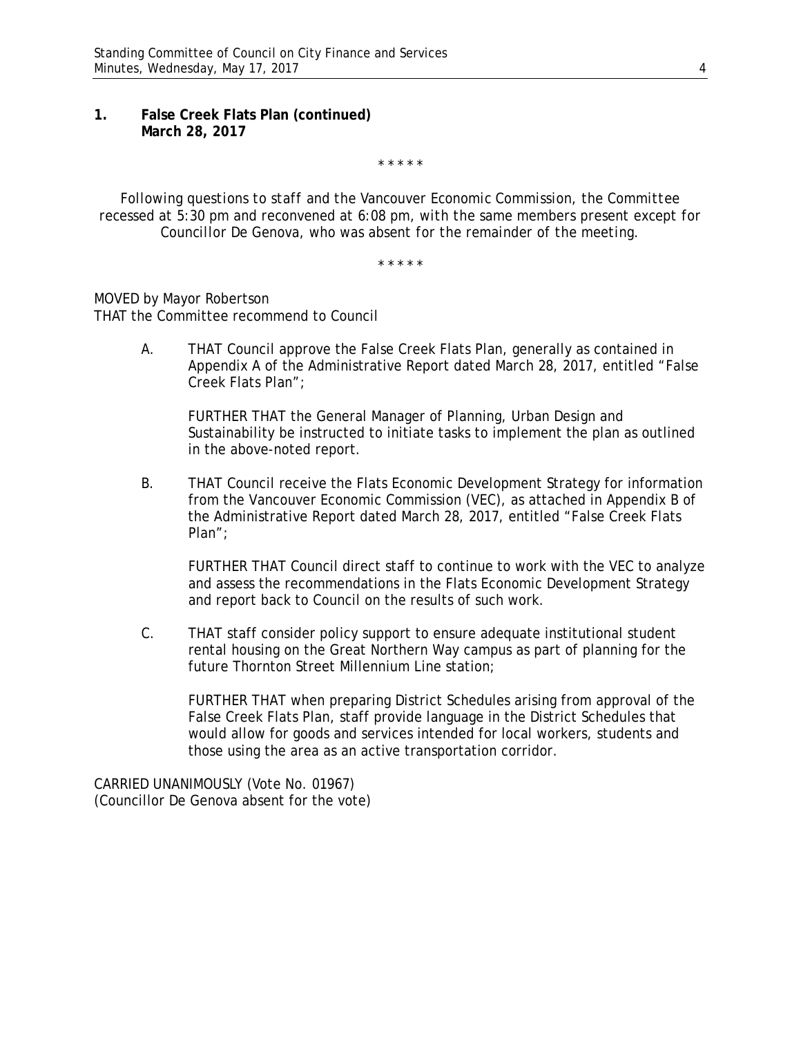**1. False Creek Flats Plan (continued)**
**March 28, 2017**

\* \* \* \* \*

*Following questions to staff and the Vancouver Economic Commission, the Committee recessed at 5:30 pm and reconvened at 6:08 pm, with the same members present except for Councillor De Genova, who was absent for the remainder of the meeting.*

\* \* \* \* \*

MOVED by Mayor Robertson
THAT the Committee recommend to Council

A. THAT Council approve the False Creek Flats Plan, generally as contained in Appendix A of the Administrative Report dated March 28, 2017, entitled "False Creek Flats Plan";

FURTHER THAT the General Manager of Planning, Urban Design and Sustainability be instructed to initiate tasks to implement the plan as outlined in the above-noted report.

B. THAT Council receive the Flats Economic Development Strategy for information from the Vancouver Economic Commission (VEC), as attached in Appendix B of the Administrative Report dated March 28, 2017, entitled "False Creek Flats Plan";

FURTHER THAT Council direct staff to continue to work with the VEC to analyze and assess the recommendations in the Flats Economic Development Strategy and report back to Council on the results of such work.

C. THAT staff consider policy support to ensure adequate institutional student rental housing on the Great Northern Way campus as part of planning for the future Thornton Street Millennium Line station;

FURTHER THAT when preparing District Schedules arising from approval of the False Creek Flats Plan, staff provide language in the District Schedules that would allow for goods and services intended for local workers, students and those using the area as an active transportation corridor.

CARRIED UNANIMOUSLY (Vote No. 01967)
(Councillor De Genova absent for the vote)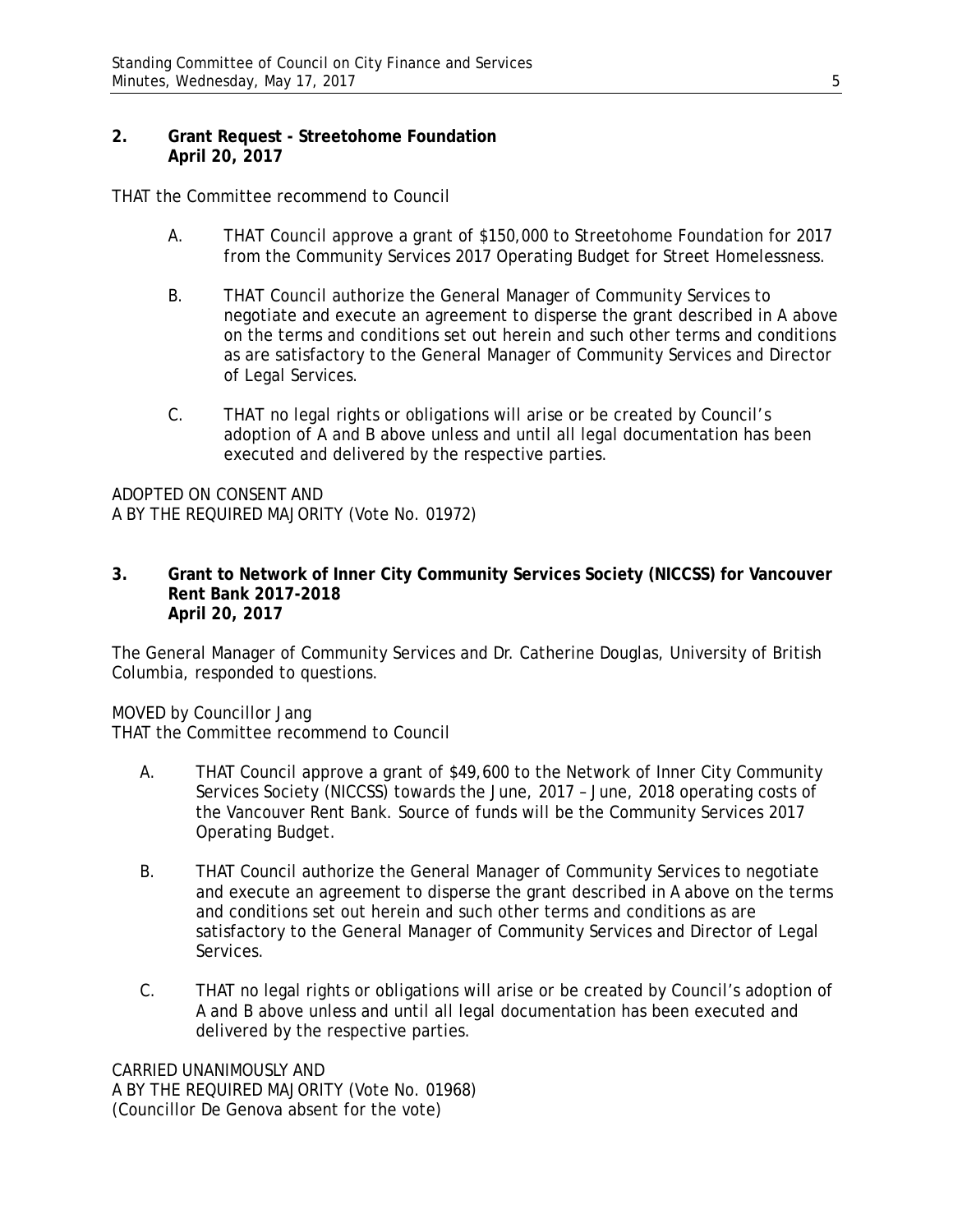**2. Grant Request - Streetohome Foundation April 20, 2017**

THAT the Committee recommend to Council

A. THAT Council approve a grant of $150,000 to Streetohome Foundation for 2017 from the Community Services 2017 Operating Budget for Street Homelessness.

B. THAT Council authorize the General Manager of Community Services to negotiate and execute an agreement to disperse the grant described in A above on the terms and conditions set out herein and such other terms and conditions as are satisfactory to the General Manager of Community Services and Director of Legal Services.

C. THAT no legal rights or obligations will arise or be created by Council's adoption of A and B above unless and until all legal documentation has been executed and delivered by the respective parties.

ADOPTED ON CONSENT AND
A BY THE REQUIRED MAJORITY (Vote No. 01972)

**3. Grant to Network of Inner City Community Services Society (NICCSS) for Vancouver Rent Bank 2017-2018 April 20, 2017**

The General Manager of Community Services and Dr. Catherine Douglas, University of British Columbia, responded to questions.

MOVED by Councillor Jang
THAT the Committee recommend to Council

A. THAT Council approve a grant of $49,600 to the Network of Inner City Community Services Society (NICCSS) towards the June, 2017 – June, 2018 operating costs of the Vancouver Rent Bank. Source of funds will be the Community Services 2017 Operating Budget.

B. THAT Council authorize the General Manager of Community Services to negotiate and execute an agreement to disperse the grant described in A above on the terms and conditions set out herein and such other terms and conditions as are satisfactory to the General Manager of Community Services and Director of Legal Services.

C. THAT no legal rights or obligations will arise or be created by Council's adoption of A and B above unless and until all legal documentation has been executed and delivered by the respective parties.

CARRIED UNANIMOUSLY AND
A BY THE REQUIRED MAJORITY (Vote No. 01968)
(Councillor De Genova absent for the vote)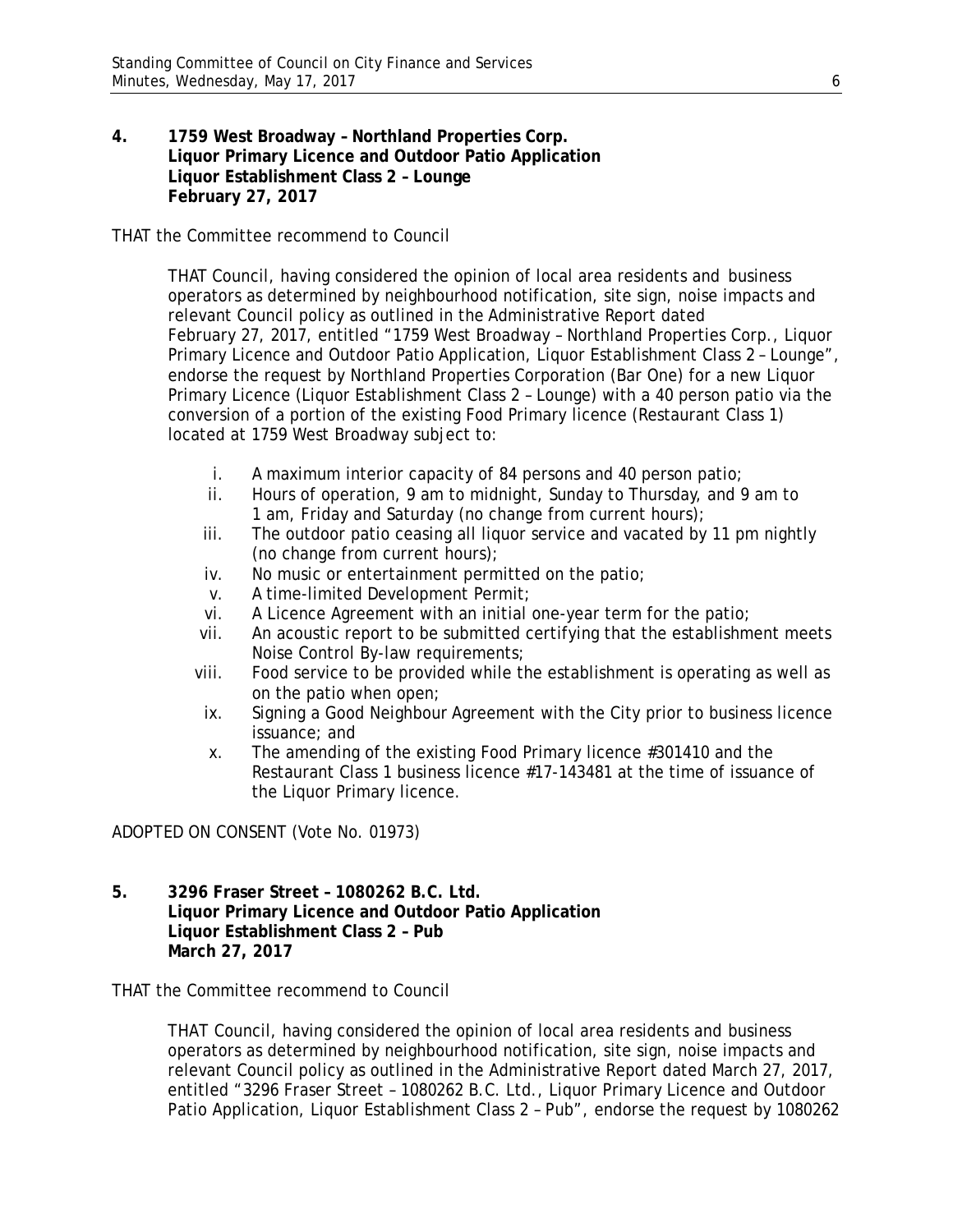**4. 1759 West Broadway – Northland Properties Corp.
Liquor Primary Licence and Outdoor Patio Application
Liquor Establishment Class 2 – Lounge
February 27, 2017**

THAT the Committee recommend to Council

> THAT Council, having considered the opinion of local area residents and business operators as determined by neighbourhood notification, site sign, noise impacts and relevant Council policy as outlined in the Administrative Report dated February 27, 2017, entitled "1759 West Broadway – Northland Properties Corp., Liquor Primary Licence and Outdoor Patio Application, Liquor Establishment Class 2 – Lounge", endorse the request by Northland Properties Corporation (Bar One) for a new Liquor Primary Licence (Liquor Establishment Class 2 – Lounge) with a 40 person patio via the conversion of a portion of the existing Food Primary licence (Restaurant Class 1) located at 1759 West Broadway subject to:
>
> i. A maximum interior capacity of 84 persons and 40 person patio;
> ii. Hours of operation, 9 am to midnight, Sunday to Thursday, and 9 am to 1 am, Friday and Saturday (no change from current hours);
> iii. The outdoor patio ceasing all liquor service and vacated by 11 pm nightly (no change from current hours);
> iv. No music or entertainment permitted on the patio;
> v. A time-limited Development Permit;
> vi. A Licence Agreement with an initial one-year term for the patio;
> vii. An acoustic report to be submitted certifying that the establishment meets Noise Control By-law requirements;
> viii. Food service to be provided while the establishment is operating as well as on the patio when open;
> ix. Signing a Good Neighbour Agreement with the City prior to business licence issuance; and
> x. The amending of the existing Food Primary licence #301410 and the Restaurant Class 1 business licence #17-143481 at the time of issuance of the Liquor Primary licence.

ADOPTED ON CONSENT (Vote No. 01973)

**5. 3296 Fraser Street – 1080262 B.C. Ltd.
Liquor Primary Licence and Outdoor Patio Application
Liquor Establishment Class 2 – Pub
March 27, 2017**

THAT the Committee recommend to Council

> THAT Council, having considered the opinion of local area residents and business operators as determined by neighbourhood notification, site sign, noise impacts and relevant Council policy as outlined in the Administrative Report dated March 27, 2017, entitled "3296 Fraser Street – 1080262 B.C. Ltd., Liquor Primary Licence and Outdoor Patio Application, Liquor Establishment Class 2 – Pub", endorse the request by 1080262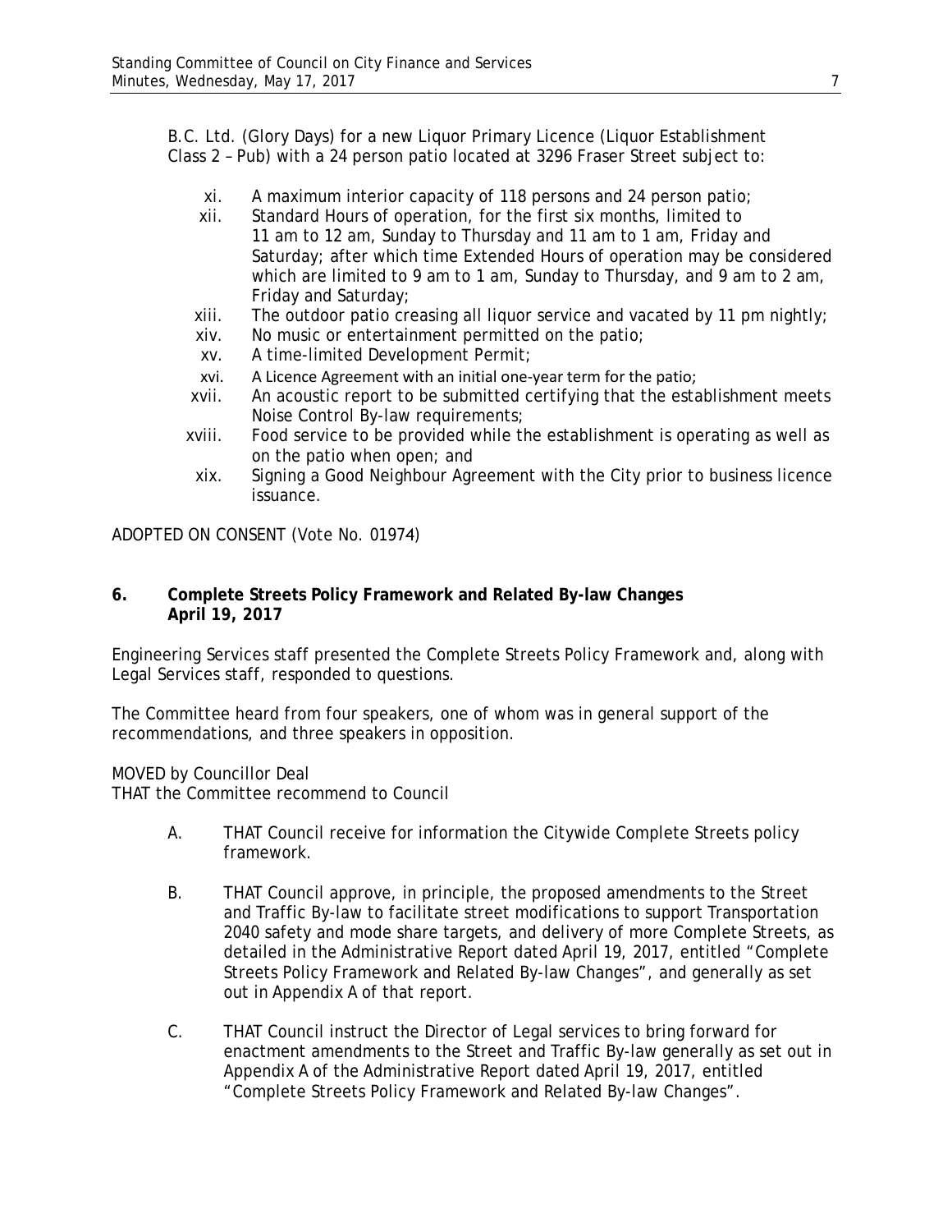B.C. Ltd. (Glory Days) for a new Liquor Primary Licence (Liquor Establishment Class 2 – Pub) with a 24 person patio located at 3296 Fraser Street subject to:

- xi. A maximum interior capacity of 118 persons and 24 person patio;
- xii. Standard Hours of operation, for the first six months, limited to 11 am to 12 am, Sunday to Thursday and 11 am to 1 am, Friday and Saturday; after which time Extended Hours of operation may be considered which are limited to 9 am to 1 am, Sunday to Thursday, and 9 am to 2 am, Friday and Saturday;
- xiii. The outdoor patio creasing all liquor service and vacated by 11 pm nightly;
- xiv. No music or entertainment permitted on the patio;
- xv. A time-limited Development Permit;
- xvi. A Licence Agreement with an initial one-year term for the patio;
- xvii. An acoustic report to be submitted certifying that the establishment meets Noise Control By-law requirements;
- xviii. Food service to be provided while the establishment is operating as well as on the patio when open; and
- xix. Signing a Good Neighbour Agreement with the City prior to business licence issuance.

ADOPTED ON CONSENT (Vote No. 01974)

**6. Complete Streets Policy Framework and Related By-law Changes April 19, 2017**

Engineering Services staff presented the Complete Streets Policy Framework and, along with Legal Services staff, responded to questions.

The Committee heard from four speakers, one of whom was in general support of the recommendations, and three speakers in opposition.

MOVED by Councillor Deal
THAT the Committee recommend to Council

A. THAT Council receive for information the Citywide Complete Streets policy framework.

B. THAT Council approve, in principle, the proposed amendments to the Street and Traffic By-law to facilitate street modifications to support Transportation 2040 safety and mode share targets, and delivery of more Complete Streets, as detailed in the Administrative Report dated April 19, 2017, entitled "Complete Streets Policy Framework and Related By-law Changes", and generally as set out in Appendix A of that report.

C. THAT Council instruct the Director of Legal services to bring forward for enactment amendments to the Street and Traffic By-law generally as set out in Appendix A of the Administrative Report dated April 19, 2017, entitled "Complete Streets Policy Framework and Related By-law Changes".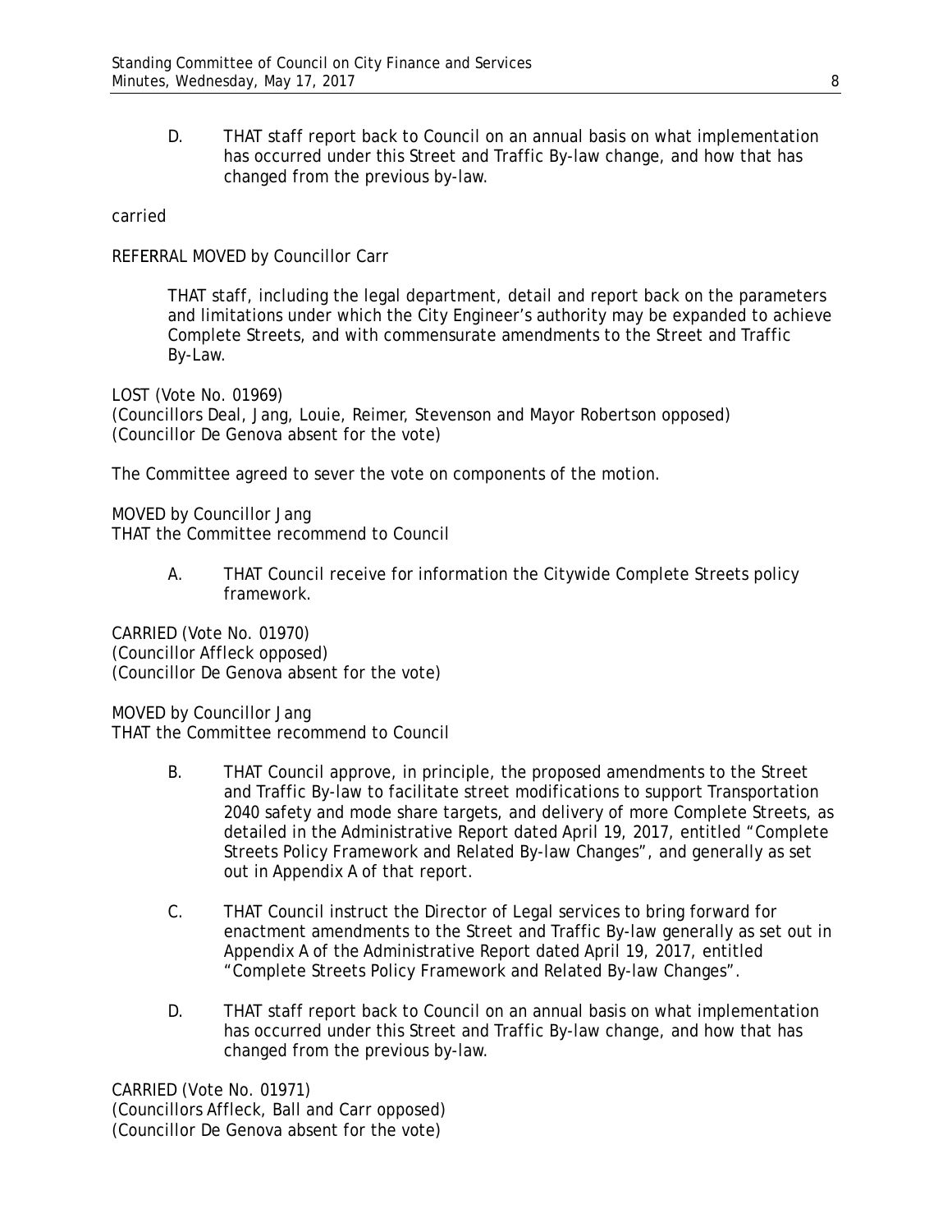D. THAT staff report back to Council on an annual basis on what implementation has occurred under this Street and Traffic By-law change, and how that has changed from the previous by-law.

carried

REFERRAL MOVED by Councillor Carr

> THAT staff, including the legal department, detail and report back on the parameters and limitations under which the City Engineer's authority may be expanded to achieve Complete Streets, and with commensurate amendments to the Street and Traffic By-Law.

LOST (Vote No. 01969)
(Councillors Deal, Jang, Louie, Reimer, Stevenson and Mayor Robertson opposed)
(Councillor De Genova absent for the vote)

The Committee agreed to sever the vote on components of the motion.

MOVED by Councillor Jang
THAT the Committee recommend to Council

A. THAT Council receive for information the Citywide Complete Streets policy framework.

CARRIED (Vote No. 01970)
(Councillor Affleck opposed)
(Councillor De Genova absent for the vote)

MOVED by Councillor Jang
THAT the Committee recommend to Council

B. THAT Council approve, in principle, the proposed amendments to the Street and Traffic By-law to facilitate street modifications to support Transportation 2040 safety and mode share targets, and delivery of more Complete Streets, as detailed in the Administrative Report dated April 19, 2017, entitled "Complete Streets Policy Framework and Related By-law Changes", and generally as set out in Appendix A of that report.

C. THAT Council instruct the Director of Legal services to bring forward for enactment amendments to the Street and Traffic By-law generally as set out in Appendix A of the Administrative Report dated April 19, 2017, entitled "Complete Streets Policy Framework and Related By-law Changes".

D. THAT staff report back to Council on an annual basis on what implementation has occurred under this Street and Traffic By-law change, and how that has changed from the previous by-law.

CARRIED (Vote No. 01971)
(Councillors Affleck, Ball and Carr opposed)
(Councillor De Genova absent for the vote)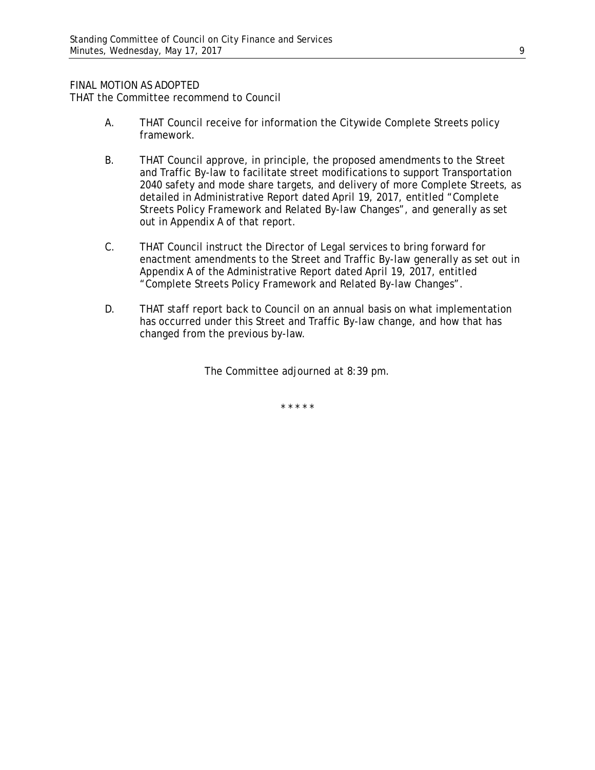FINAL MOTION AS ADOPTED
THAT the Committee recommend to Council

A. THAT Council receive for information the Citywide Complete Streets policy framework.

B. THAT Council approve, in principle, the proposed amendments to the Street and Traffic By-law to facilitate street modifications to support Transportation 2040 safety and mode share targets, and delivery of more Complete Streets, as detailed in Administrative Report dated April 19, 2017, entitled "Complete Streets Policy Framework and Related By-law Changes", and generally as set out in Appendix A of that report.

C. THAT Council instruct the Director of Legal services to bring forward for enactment amendments to the Street and Traffic By-law generally as set out in Appendix A of the Administrative Report dated April 19, 2017, entitled "Complete Streets Policy Framework and Related By-law Changes".

D. THAT staff report back to Council on an annual basis on what implementation has occurred under this Street and Traffic By-law change, and how that has changed from the previous by-law.

The Committee adjourned at 8:39 pm.

\* \* \* \* \*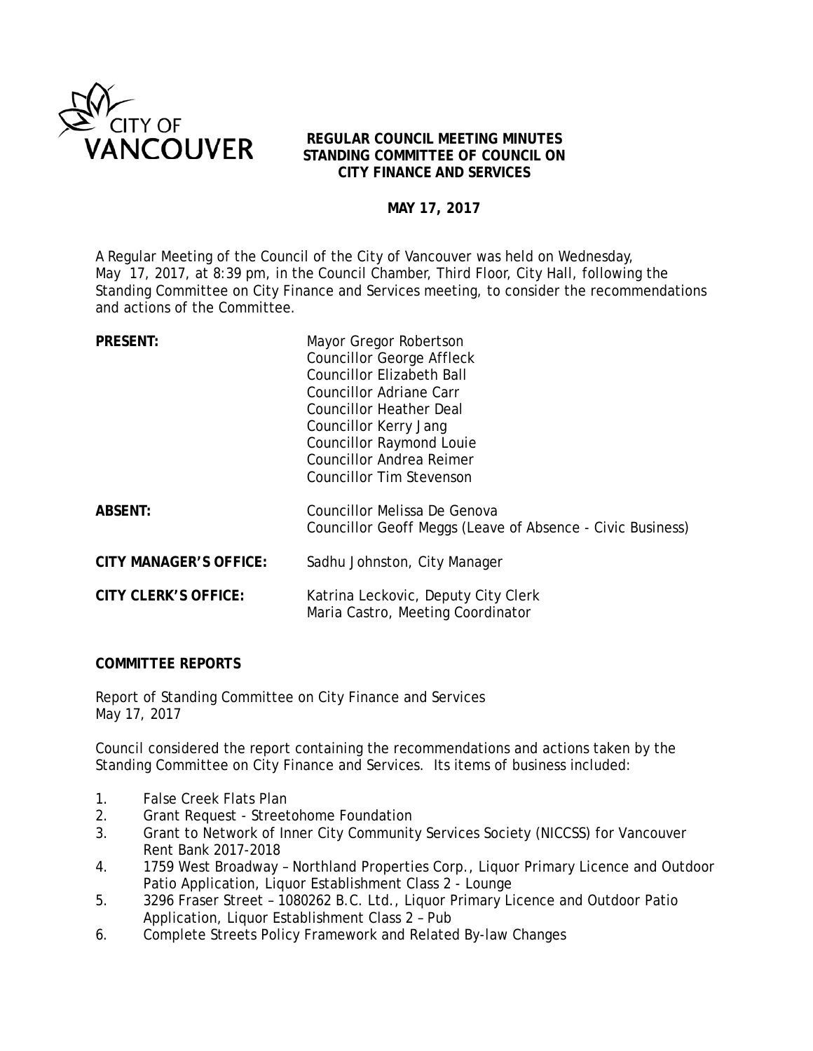# REGULAR COUNCIL MEETING MINUTES
# STANDING COMMITTEE OF COUNCIL ON CITY FINANCE AND SERVICES

**MAY 17, 2017**

A Regular Meeting of the Council of the City of Vancouver was held on Wednesday, May 17, 2017, at 8:39 pm, in the Council Chamber, Third Floor, City Hall, following the Standing Committee on City Finance and Services meeting, to consider the recommendations and actions of the Committee.

| | |
|---|---|
| **PRESENT:** | Mayor Gregor Robertson<br>Councillor George Affleck<br>Councillor Elizabeth Ball<br>Councillor Adriane Carr<br>Councillor Heather Deal<br>Councillor Kerry Jang<br>Councillor Raymond Louie<br>Councillor Andrea Reimer<br>Councillor Tim Stevenson |
| **ABSENT:** | Councillor Melissa De Genova<br>Councillor Geoff Meggs (Leave of Absence - Civic Business) |
| **CITY MANAGER'S OFFICE:** | Sadhu Johnston, City Manager |
| **CITY CLERK'S OFFICE:** | Katrina Leckovic, Deputy City Clerk<br>Maria Castro, Meeting Coordinator |

**COMMITTEE REPORTS**

Report of Standing Committee on City Finance and Services
May 17, 2017

Council considered the report containing the recommendations and actions taken by the Standing Committee on City Finance and Services. Its items of business included:

1. False Creek Flats Plan
2. Grant Request - Streetohome Foundation
3. Grant to Network of Inner City Community Services Society (NICCSS) for Vancouver Rent Bank 2017-2018
4. 1759 West Broadway – Northland Properties Corp., Liquor Primary Licence and Outdoor Patio Application, Liquor Establishment Class 2 - Lounge
5. 3296 Fraser Street – 1080262 B.C. Ltd., Liquor Primary Licence and Outdoor Patio Application, Liquor Establishment Class 2 – Pub
6. Complete Streets Policy Framework and Related By-law Changes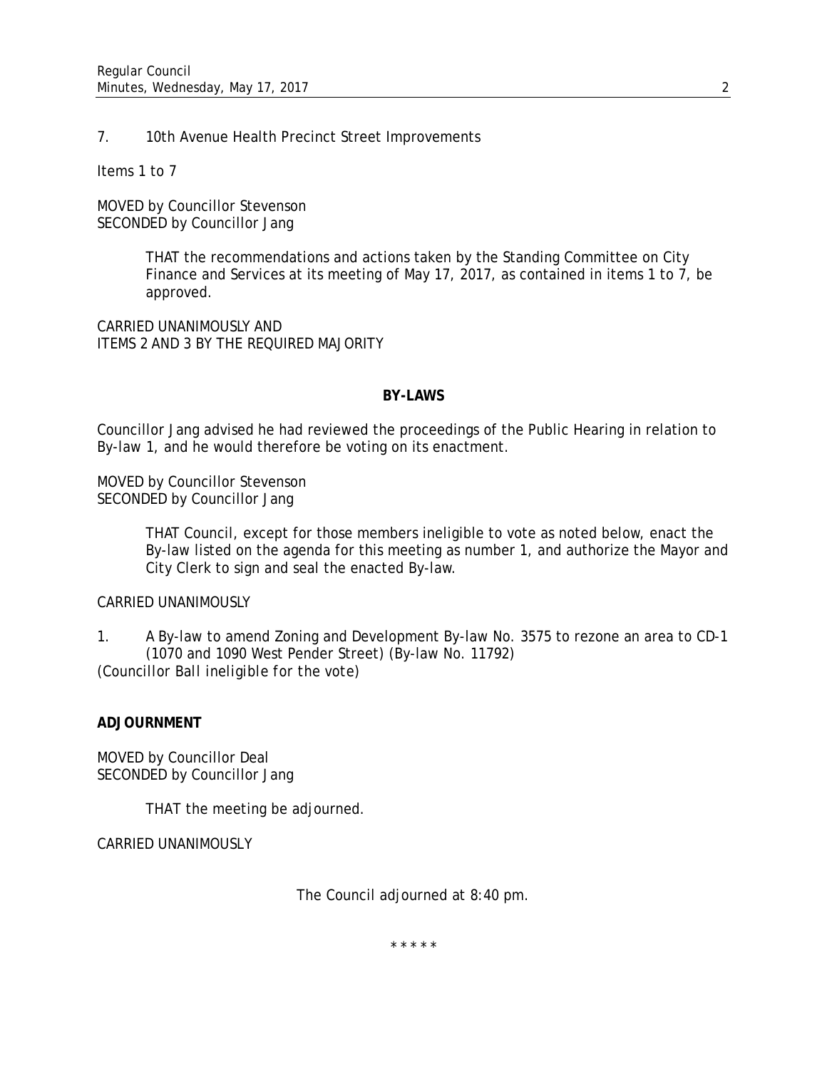7. 10th Avenue Health Precinct Street Improvements

Items 1 to 7

MOVED by Councillor Stevenson
SECONDED by Councillor Jang

> THAT the recommendations and actions taken by the Standing Committee on City Finance and Services at its meeting of May 17, 2017, as contained in items 1 to 7, be approved.

CARRIED UNANIMOUSLY AND
ITEMS 2 AND 3 BY THE REQUIRED MAJORITY

## BY-LAWS

Councillor Jang advised he had reviewed the proceedings of the Public Hearing in relation to By-law 1, and he would therefore be voting on its enactment.

MOVED by Councillor Stevenson
SECONDED by Councillor Jang

> THAT Council, except for those members ineligible to vote as noted below, enact the By-law listed on the agenda for this meeting as number 1, and authorize the Mayor and City Clerk to sign and seal the enacted By-law.

CARRIED UNANIMOUSLY

1. A By-law to amend Zoning and Development By-law No. 3575 to rezone an area to CD-1 (1070 and 1090 West Pender Street) (By-law No. 11792)

*(Councillor Ball ineligible for the vote)*

**ADJOURNMENT**

MOVED by Councillor Deal
SECONDED by Councillor Jang

> THAT the meeting be adjourned.

CARRIED UNANIMOUSLY

The Council adjourned at 8:40 pm.

* * * * *